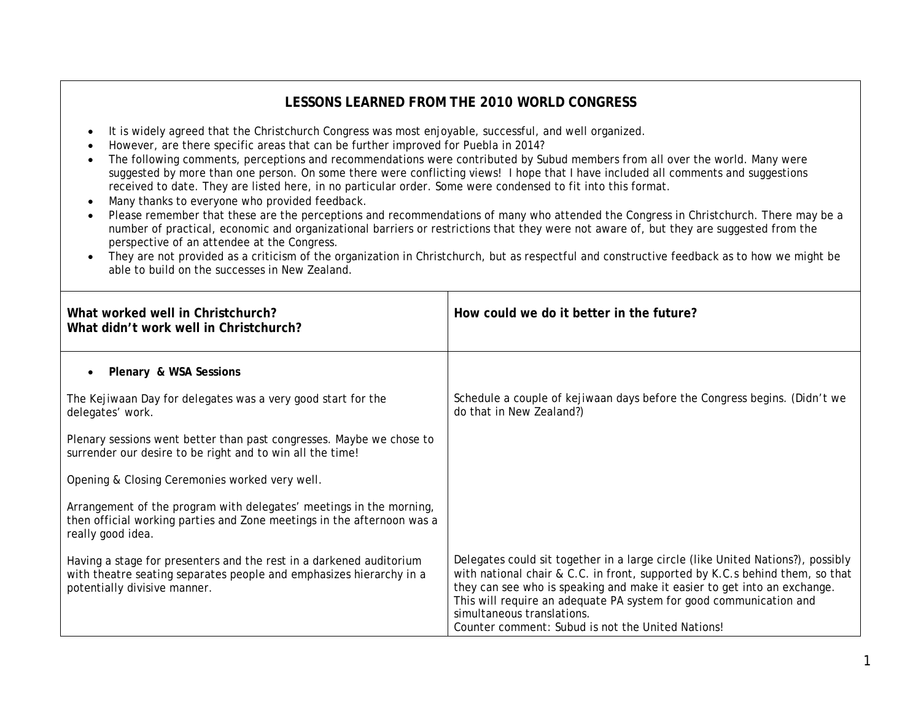# LESSONS LEARNED FROM THE 2010 WORLD CONGRESS

- It is widely agreed that the Christchurch Congress was most enjoyable, successful, and well organized.
- However, are there specific areas that can be further improved for Puebla in 2014?
- The following comments, perceptions and recommendations were contributed by Subud members from all over the world. Many were suggested by more than one person. On some there were conflicting views! I hope that I have included all comments and suggestions received to date. They are listed here, in no particular order. Some were condensed to fit into this format.
- Many thanks to everyone who provided feedback.
- Please remember that these are the perceptions and recommendations of many who attended the Congress in Christchurch. There may be a number of practical, economic and organizational barriers or restrictions that they were not aware of, but they are suggested from the perspective of an attendee at the Congress.
- They are not provided as a criticism of the organization in Christchurch, but as respectful and constructive feedback as to how we might be able to build on the successes in New Zealand.

| What worked well in Christchurch?<br>What didn't work well in Christchurch? | How could we do it better in the future? |
|---|---|
| • **Plenary & WSA Sessions** | |
| The Kejiwaan Day for delegates was a very good start for the delegates' work. | Schedule a couple of kejiwaan days before the Congress begins. (Didn't we do that in New Zealand?) |
| Plenary sessions went better than past congresses. Maybe we chose to surrender our desire to be right and to win all the time! | |
| Opening & Closing Ceremonies worked very well. | |
| Arrangement of the program with delegates' meetings in the morning, then official working parties and Zone meetings in the afternoon was a really good idea. | |
| Having a stage for presenters and the rest in a darkened auditorium with theatre seating separates people and emphasizes hierarchy in a potentially divisive manner. | Delegates could sit together in a large circle (like United Nations?), possibly with national chair & C.C. in front, supported by K.C.s behind them, so that they can see who is speaking and make it easier to get into an exchange. This will require an adequate PA system for good communication and simultaneous translations.<br>Counter comment: Subud is not the United Nations! |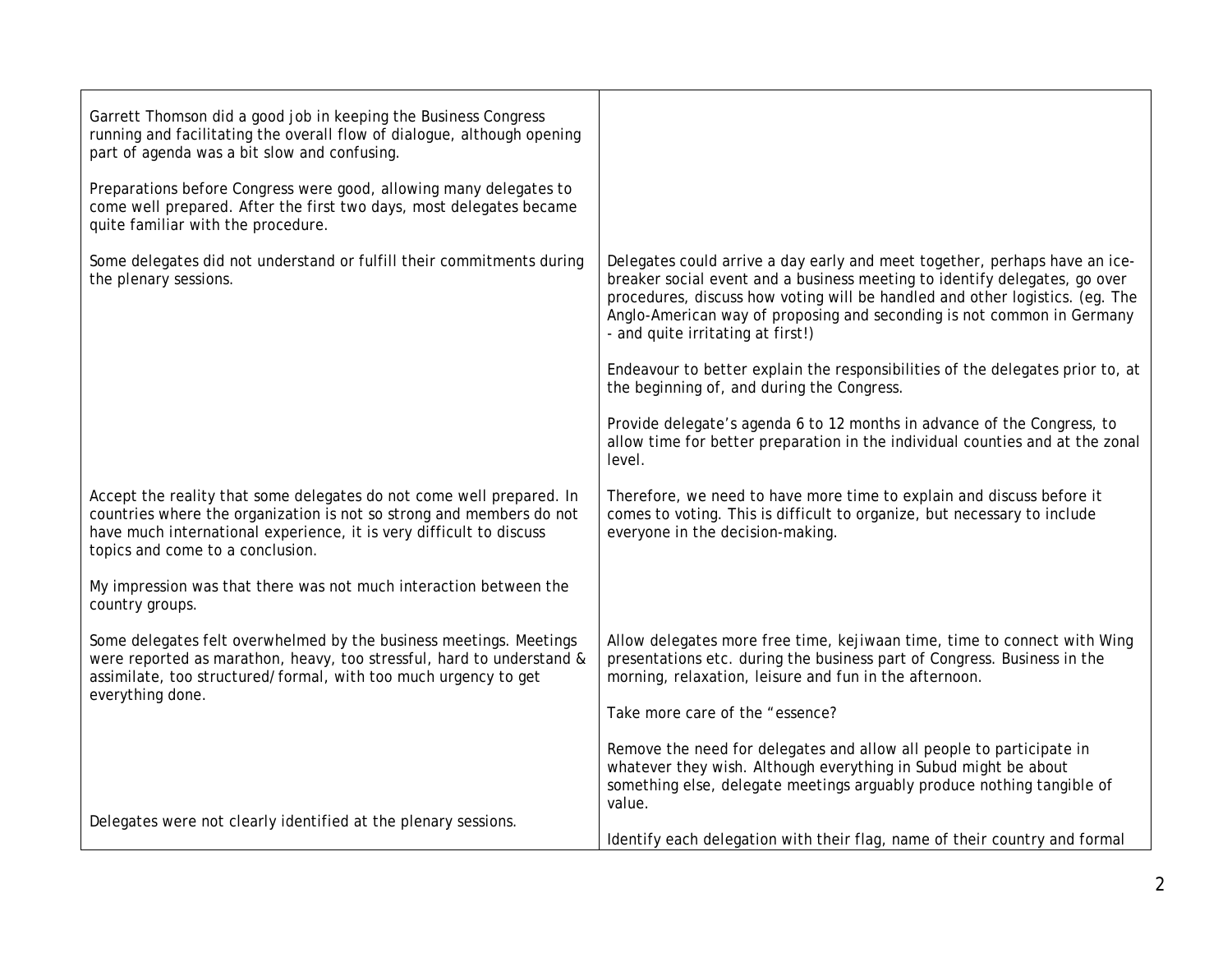| | |
|---|---|
| Garrett Thomson did a good job in keeping the Business Congress running and facilitating the overall flow of dialogue, although opening part of agenda was a bit slow and confusing. | |
| Preparations before Congress were good, allowing many delegates to come well prepared. After the first two days, most delegates became quite familiar with the procedure. | |
| Some delegates did not understand or fulfill their commitments during the plenary sessions. | Delegates could arrive a day early and meet together, perhaps have an ice-breaker social event and a business meeting to identify delegates, go over procedures, discuss how voting will be handled and other logistics. (eg. The Anglo-American way of proposing and seconding is not common in Germany - and quite irritating at first!) |
| | Endeavour to better explain the responsibilities of the delegates prior to, at the beginning of, and during the Congress. |
| | Provide delegate's agenda 6 to 12 months in advance of the Congress, to allow time for better preparation in the individual counties and at the zonal level. |
| Accept the reality that some delegates do not come well prepared. In countries where the organization is not so strong and members do not have much international experience, it is very difficult to discuss topics and come to a conclusion. | Therefore, we need to have more time to explain and discuss before it comes to voting. This is difficult to organize, but necessary to include everyone in the decision-making. |
| My impression was that there was not much interaction between the country groups. | |
| Some delegates felt overwhelmed by the business meetings. Meetings were reported as marathon, heavy, too stressful, hard to understand & assimilate, too structured/formal, with too much urgency to get everything done. | Allow delegates more free time, kejiwaan time, time to connect with Wing presentations etc. during the business part of Congress. Business in the morning, relaxation, leisure and fun in the afternoon. |
| | Take more care of the "essence? |
| | Remove the need for delegates and allow all people to participate in whatever they wish. Although everything in Subud might be about something else, delegate meetings arguably produce nothing tangible of value. |
| Delegates were not clearly identified at the plenary sessions. | Identify each delegation with their flag, name of their country and formal |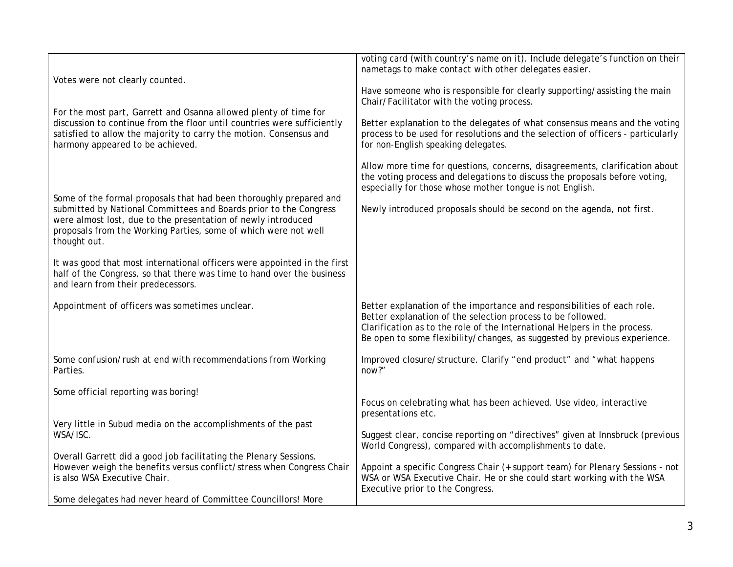| | |
|---|---|
| | voting card (with country's name on it). Include delegate's function on their nametags to make contact with other delegates easier. |
| Votes were not clearly counted. | Have someone who is responsible for clearly supporting/assisting the main Chair/Facilitator with the voting process. |
| For the most part, Garrett and Osanna allowed plenty of time for discussion to continue from the floor until countries were sufficiently satisfied to allow the majority to carry the motion. Consensus and harmony appeared to be achieved. | Better explanation to the delegates of what consensus means and the voting process to be used for resolutions and the selection of officers - particularly for non-English speaking delegates.<br><br>Allow more time for questions, concerns, disagreements, clarification about the voting process and delegations to discuss the proposals before voting, especially for those whose mother tongue is not English. |
| Some of the formal proposals that had been thoroughly prepared and submitted by National Committees and Boards prior to the Congress were almost lost, due to the presentation of newly introduced proposals from the Working Parties, some of which were not well thought out. | Newly introduced proposals should be second on the agenda, not first. |
| It was good that most international officers were appointed in the first half of the Congress, so that there was time to hand over the business and learn from their predecessors. | |
| Appointment of officers was sometimes unclear. | Better explanation of the importance and responsibilities of each role.<br>Better explanation of the selection process to be followed.<br>Clarification as to the role of the International Helpers in the process.<br>Be open to some flexibility/changes, as suggested by previous experience. |
| Some confusion/rush at end with recommendations from Working Parties. | Improved closure/structure. Clarify "end product" and "what happens now?" |
| Some official reporting was boring! | Focus on celebrating what has been achieved. Use video, interactive presentations etc. |
| Very little in Subud media on the accomplishments of the past WSA/ISC. | Suggest clear, concise reporting on "directives" given at Innsbruck (previous World Congress), compared with accomplishments to date. |
| Overall Garrett did a good job facilitating the Plenary Sessions. However weigh the benefits versus conflict/stress when Congress Chair is also WSA Executive Chair. | Appoint a specific Congress Chair (+ support team) for Plenary Sessions - not WSA or WSA Executive Chair. He or she could start working with the WSA Executive prior to the Congress. |
| Some delegates had never heard of Committee Councillors! More | |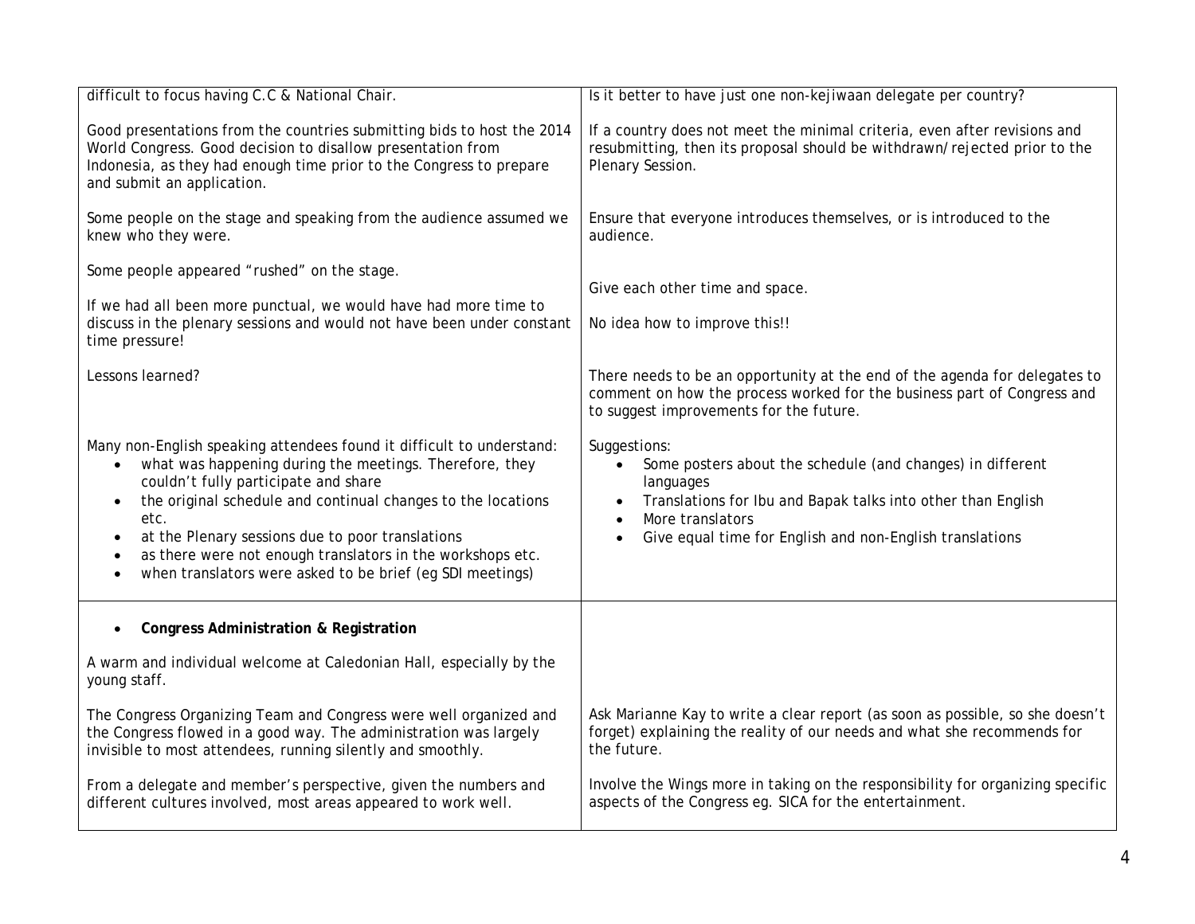| | |
|---|---|
| difficult to focus having C.C & National Chair. | Is it better to have just one non-kejiwaan delegate per country? |
| Good presentations from the countries submitting bids to host the 2014 World Congress. Good decision to disallow presentation from Indonesia, as they had enough time prior to the Congress to prepare and submit an application. | If a country does not meet the minimal criteria, even after revisions and resubmitting, then its proposal should be withdrawn/rejected prior to the Plenary Session. |
| Some people on the stage and speaking from the audience assumed we knew who they were. | Ensure that everyone introduces themselves, or is introduced to the audience. |
| Some people appeared "rushed" on the stage. | Give each other time and space. |
| If we had all been more punctual, we would have had more time to discuss in the plenary sessions and would not have been under constant time pressure! | No idea how to improve this!! |
| Lessons learned? | There needs to be an opportunity at the end of the agenda for delegates to comment on how the process worked for the business part of Congress and to suggest improvements for the future. |
| Many non-English speaking attendees found it difficult to understand:<br>• what was happening during the meetings. Therefore, they couldn't fully participate and share<br>• the original schedule and continual changes to the locations etc.<br>• at the Plenary sessions due to poor translations<br>• as there were not enough translators in the workshops etc.<br>• when translators were asked to be brief (eg SDI meetings) | Suggestions:<br>• Some posters about the schedule (and changes) in different languages<br>• Translations for Ibu and Bapak talks into other than English<br>• More translators<br>• Give equal time for English and non-English translations |
| • **Congress Administration & Registration** | |
| A warm and individual welcome at Caledonian Hall, especially by the young staff. | |
| The Congress Organizing Team and Congress were well organized and the Congress flowed in a good way. The administration was largely invisible to most attendees, running silently and smoothly. | Ask Marianne Kay to write a clear report (as soon as possible, so she doesn't forget) explaining the reality of our needs and what she recommends for the future. |
| From a delegate and member's perspective, given the numbers and different cultures involved, most areas appeared to work well. | Involve the Wings more in taking on the responsibility for organizing specific aspects of the Congress eg. SICA for the entertainment. |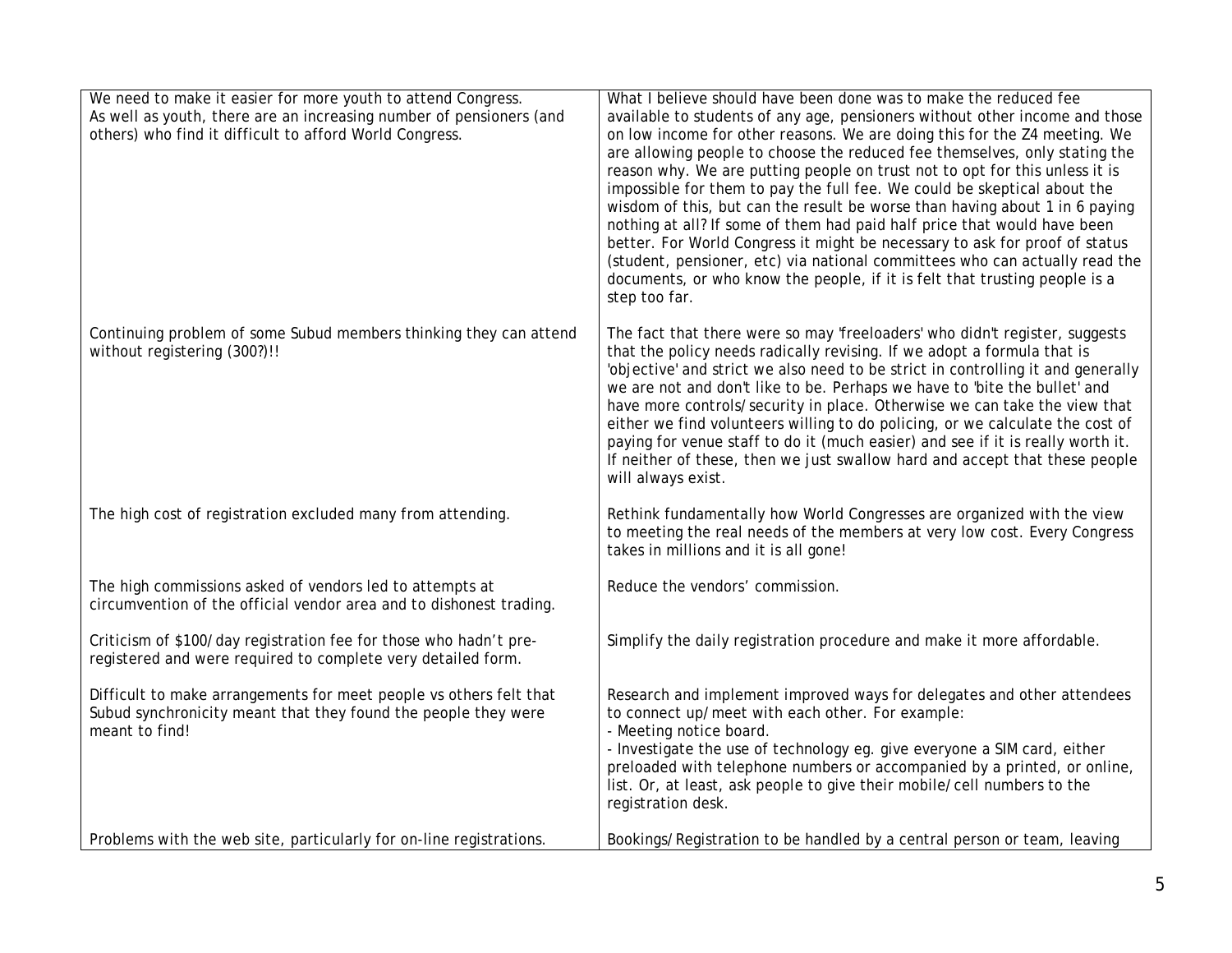| | |
|---|---|
| We need to make it easier for more youth to attend Congress.<br>As well as youth, there are an increasing number of pensioners (and others) who find it difficult to afford World Congress. | What I believe should have been done was to make the reduced fee available to students of any age, pensioners without other income and those on low income for other reasons. We are doing this for the Z4 meeting. We are allowing people to choose the reduced fee themselves, only stating the reason why. We are putting people on trust not to opt for this unless it is impossible for them to pay the full fee. We could be skeptical about the wisdom of this, but can the result be worse than having about 1 in 6 paying nothing at all? If some of them had paid half price that would have been better. For World Congress it might be necessary to ask for proof of status (student, pensioner, etc) via national committees who can actually read the documents, or who know the people, if it is felt that trusting people is a step too far. |
| Continuing problem of some Subud members thinking they can attend without registering (300?)!! | The fact that there were so may 'freeloaders' who didn't register, suggests that the policy needs radically revising. If we adopt a formula that is 'objective' and strict we also need to be strict in controlling it and generally we are not and don't like to be. Perhaps we have to 'bite the bullet' and have more controls/security in place. Otherwise we can take the view that either we find volunteers willing to do policing, or we calculate the cost of paying for venue staff to do it (much easier) and see if it is really worth it. If neither of these, then we just swallow hard and accept that these people will always exist. |
| The high cost of registration excluded many from attending. | Rethink fundamentally how World Congresses are organized with the view to meeting the real needs of the members at very low cost. Every Congress takes in millions and it is all gone! |
| The high commissions asked of vendors led to attempts at circumvention of the official vendor area and to dishonest trading. | Reduce the vendors' commission. |
| Criticism of \$100/day registration fee for those who hadn't pre-registered and were required to complete very detailed form. | Simplify the daily registration procedure and make it more affordable. |
| Difficult to make arrangements for meet people vs others felt that Subud synchronicity meant that they found the people they were meant to find! | Research and implement improved ways for delegates and other attendees to connect up/meet with each other. For example:<br>- Meeting notice board.<br>- Investigate the use of technology eg. give everyone a SIM card, either preloaded with telephone numbers or accompanied by a printed, or online, list. Or, at least, ask people to give their mobile/cell numbers to the registration desk. |
| Problems with the web site, particularly for on-line registrations. | Bookings/Registration to be handled by a central person or team, leaving |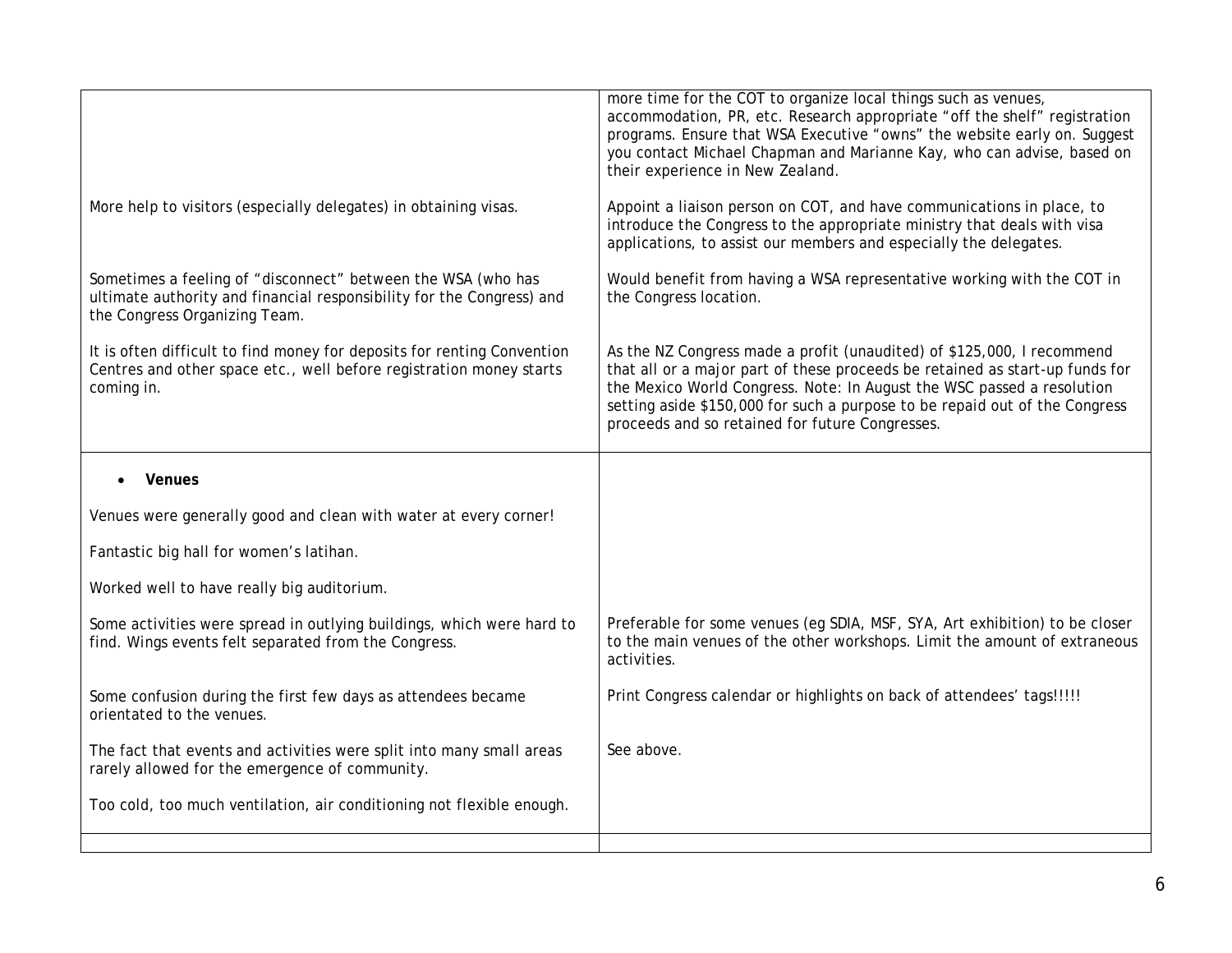| | |
|---|---|
| | more time for the COT to organize local things such as venues, accommodation, PR, etc. Research appropriate "off the shelf" registration programs. Ensure that WSA Executive "owns" the website early on. Suggest you contact Michael Chapman and Marianne Kay, who can advise, based on their experience in New Zealand. |
| More help to visitors (especially delegates) in obtaining visas. | Appoint a liaison person on COT, and have communications in place, to introduce the Congress to the appropriate ministry that deals with visa applications, to assist our members and especially the delegates. |
| Sometimes a feeling of "disconnect" between the WSA (who has ultimate authority and financial responsibility for the Congress) and the Congress Organizing Team. | Would benefit from having a WSA representative working with the COT in the Congress location. |
| It is often difficult to find money for deposits for renting Convention Centres and other space etc., well before registration money starts coming in. | As the NZ Congress made a profit (unaudited) of $125,000, I recommend that all or a major part of these proceeds be retained as start-up funds for the Mexico World Congress. Note: In August the WSC passed a resolution setting aside $150,000 for such a purpose to be repaid out of the Congress proceeds and so retained for future Congresses. |
| • **Venues** | |
| Venues were generally good and clean with water at every corner! | |
| Fantastic big hall for women's latihan. | |
| Worked well to have really big auditorium. | |
| Some activities were spread in outlying buildings, which were hard to find. Wings events felt separated from the Congress. | Preferable for some venues (eg SDIA, MSF, SYA, Art exhibition) to be closer to the main venues of the other workshops. Limit the amount of extraneous activities. |
| Some confusion during the first few days as attendees became orientated to the venues. | Print Congress calendar or highlights on back of attendees' tags!!!!! |
| The fact that events and activities were split into many small areas rarely allowed for the emergence of community. | See above. |
| Too cold, too much ventilation, air conditioning not flexible enough. | |
| | |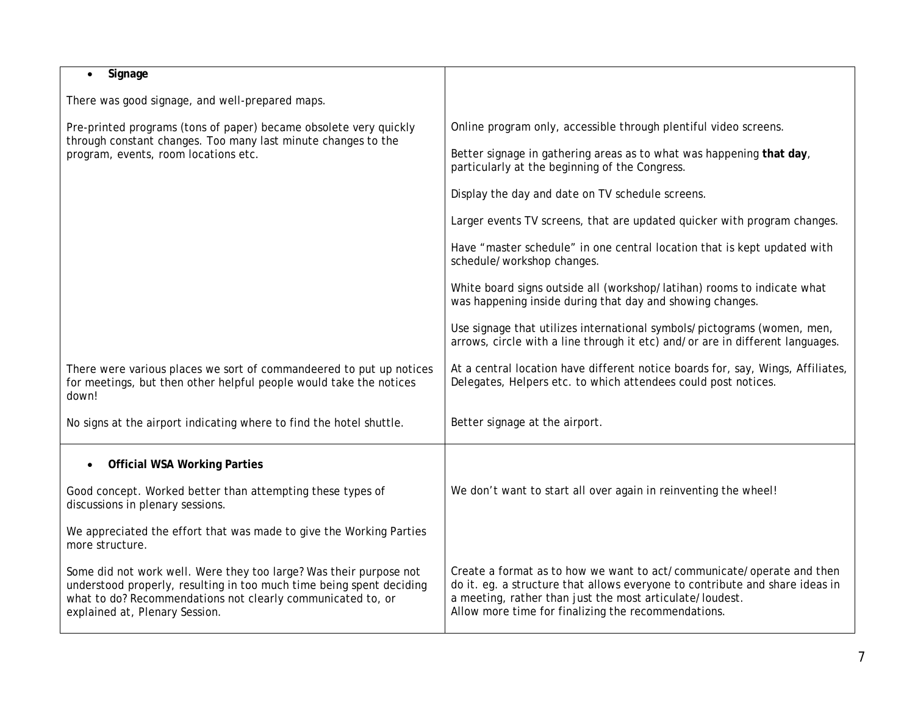| | |
|---|---|
| • **Signage** | |
| There was good signage, and well-prepared maps. | |
| Pre-printed programs (tons of paper) became obsolete very quickly through constant changes. Too many last minute changes to the program, events, room locations etc. | Online program only, accessible through plentiful video screens.<br><br>Better signage in gathering areas as to what was happening **that day**, particularly at the beginning of the Congress.<br><br>Display the day and date on TV schedule screens.<br><br>Larger events TV screens, that are updated quicker with program changes.<br><br>Have "master schedule" in one central location that is kept updated with schedule/workshop changes.<br><br>White board signs outside all (workshop/latihan) rooms to indicate what was happening inside during that day and showing changes.<br><br>Use signage that utilizes international symbols/pictograms (women, men, arrows, circle with a line through it etc) and/or are in different languages. |
| There were various places we sort of commandeered to put up notices for meetings, but then other helpful people would take the notices down! | At a central location have different notice boards for, say, Wings, Affiliates, Delegates, Helpers etc. to which attendees could post notices. |
| No signs at the airport indicating where to find the hotel shuttle. | Better signage at the airport. |
| • **Official WSA Working Parties** | |
| Good concept. Worked better than attempting these types of discussions in plenary sessions. | We don't want to start all over again in reinventing the wheel! |
| We appreciated the effort that was made to give the Working Parties more structure. | |
| Some did not work well. Were they too large? Was their purpose not understood properly, resulting in too much time being spent deciding what to do? Recommendations not clearly communicated to, or explained at, Plenary Session. | Create a format as to how we want to act/communicate/operate and then do it. eg. a structure that allows everyone to contribute and share ideas in a meeting, rather than just the most articulate/loudest.<br>Allow more time for finalizing the recommendations. |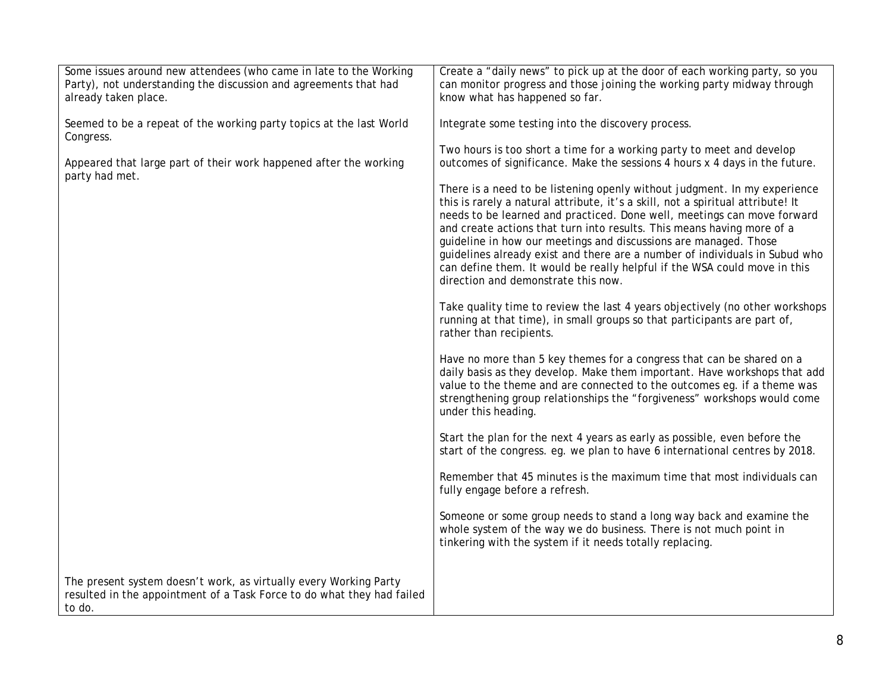| | |
|---|---|
| Some issues around new attendees (who came in late to the Working Party), not understanding the discussion and agreements that had already taken place.<br><br>Seemed to be a repeat of the working party topics at the last World Congress.<br><br>Appeared that large part of their work happened after the working party had met. | Create a "daily news" to pick up at the door of each working party, so you can monitor progress and those joining the working party midway through know what has happened so far.<br><br>Integrate some testing into the discovery process.<br><br>Two hours is too short a time for a working party to meet and develop outcomes of significance. Make the sessions 4 hours x 4 days in the future.<br><br>There is a need to be listening openly without judgment. In my experience this is rarely a natural attribute, it's a skill, not a spiritual attribute! It needs to be learned and practiced. Done well, meetings can move forward and create actions that turn into results. This means having more of a guideline in how our meetings and discussions are managed. Those guidelines already exist and there are a number of individuals in Subud who can define them. It would be really helpful if the WSA could move in this direction and demonstrate this now.<br><br>Take quality time to review the last 4 years objectively (no other workshops running at that time), in small groups so that participants are part of, rather than recipients.<br><br>Have no more than 5 key themes for a congress that can be shared on a daily basis as they develop. Make them important. Have workshops that add value to the theme and are connected to the outcomes eg. if a theme was strengthening group relationships the "forgiveness" workshops would come under this heading.<br><br>Start the plan for the next 4 years as early as possible, even before the start of the congress. eg. we plan to have 6 international centres by 2018.<br><br>Remember that 45 minutes is the maximum time that most individuals can fully engage before a refresh.<br><br>Someone or some group needs to stand a long way back and examine the whole system of the way we do business. There is not much point in tinkering with the system if it needs totally replacing. |
| The present system doesn't work, as virtually every Working Party resulted in the appointment of a Task Force to do what they had failed to do. | |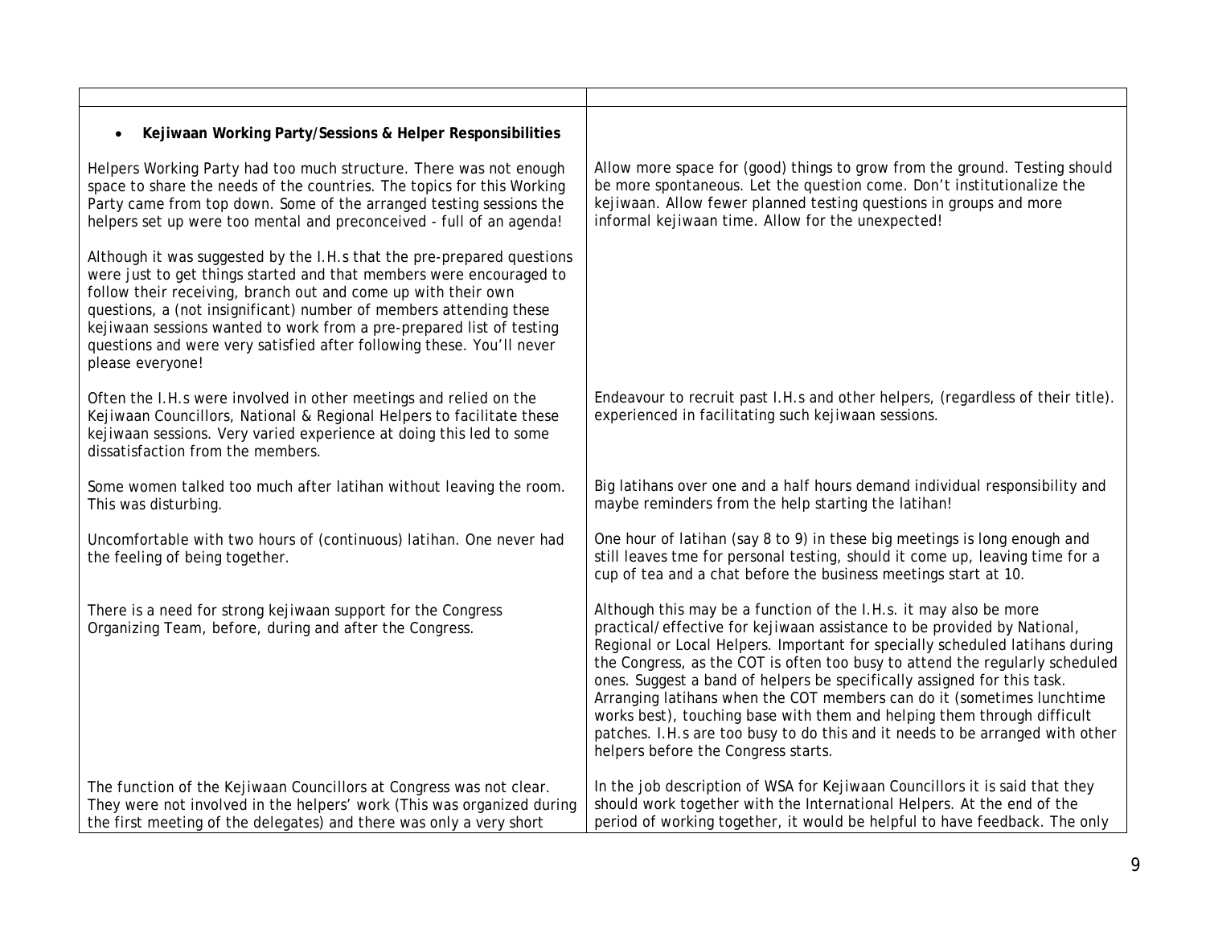| | |
|---|---|
| • **Kejiwaan Working Party/Sessions & Helper Responsibilities** | |
| Helpers Working Party had too much structure. There was not enough space to share the needs of the countries. The topics for this Working Party came from top down. Some of the arranged testing sessions the helpers set up were too mental and preconceived - full of an agenda! | Allow more space for (good) things to grow from the ground. Testing should be more spontaneous. Let the question come. Don't institutionalize the kejiwaan. Allow fewer planned testing questions in groups and more informal kejiwaan time. Allow for the unexpected! |
| Although it was suggested by the I.H.s that the pre-prepared questions were just to get things started and that members were encouraged to follow their receiving, branch out and come up with their own questions, a (not insignificant) number of members attending these kejiwaan sessions wanted to work from a pre-prepared list of testing questions and were very satisfied after following these. You'll never please everyone! | |
| Often the I.H.s were involved in other meetings and relied on the Kejiwaan Councillors, National & Regional Helpers to facilitate these kejiwaan sessions. Very varied experience at doing this led to some dissatisfaction from the members. | Endeavour to recruit past I.H.s and other helpers, (regardless of their title). experienced in facilitating such kejiwaan sessions. |
| Some women talked too much after latihan without leaving the room. This was disturbing. | Big latihans over one and a half hours demand individual responsibility and maybe reminders from the help starting the latihan! |
| Uncomfortable with two hours of (continuous) latihan. One never had the feeling of being together. | One hour of latihan (say 8 to 9) in these big meetings is long enough and still leaves tme for personal testing, should it come up, leaving time for a cup of tea and a chat before the business meetings start at 10. |
| There is a need for strong kejiwaan support for the Congress Organizing Team, before, during and after the Congress. | Although this may be a function of the I.H.s. it may also be more practical/effective for kejiwaan assistance to be provided by National, Regional or Local Helpers. Important for specially scheduled latihans during the Congress, as the COT is often too busy to attend the regularly scheduled ones. Suggest a band of helpers be specifically assigned for this task. Arranging latihans when the COT members can do it (sometimes lunchtime works best), touching base with them and helping them through difficult patches. I.H.s are too busy to do this and it needs to be arranged with other helpers before the Congress starts. |
| The function of the Kejiwaan Councillors at Congress was not clear. They were not involved in the helpers' work (This was organized during the first meeting of the delegates) and there was only a very short | In the job description of WSA for Kejiwaan Councillors it is said that they should work together with the International Helpers. At the end of the period of working together, it would be helpful to have feedback. The only |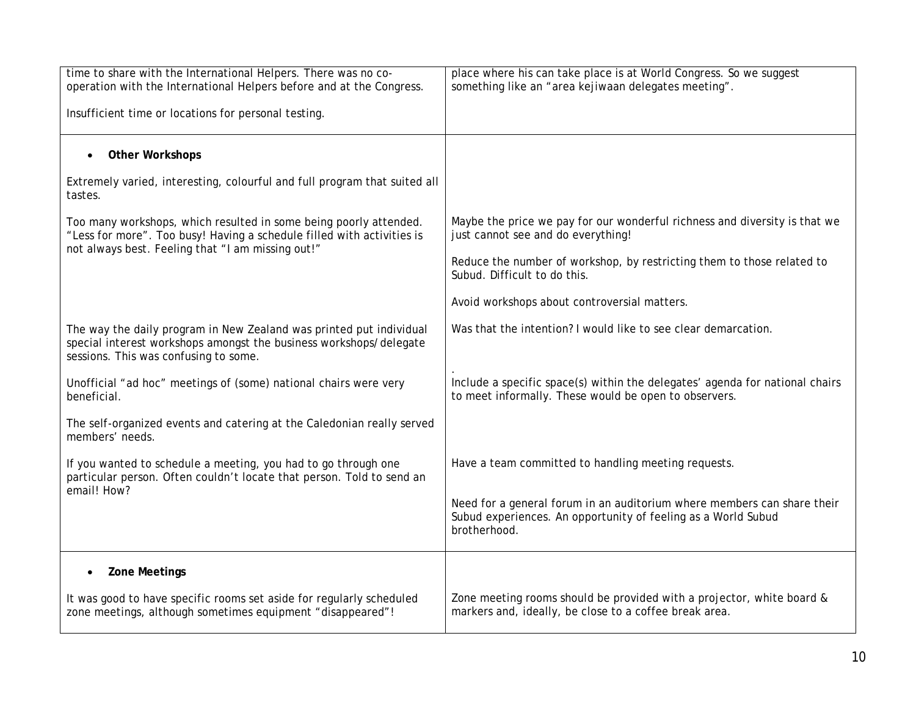| | |
|---|---|
| time to share with the International Helpers. There was no co-operation with the International Helpers before and at the Congress.<br><br>Insufficient time or locations for personal testing. | place where his can take place is at World Congress. So we suggest something like an "area kejiwaan delegates meeting". |
| • **Other Workshops**<br><br>Extremely varied, interesting, colourful and full program that suited all tastes. | |
| Too many workshops, which resulted in some being poorly attended. "Less for more". Too busy! Having a schedule filled with activities is not always best. Feeling that "I am missing out!" | Maybe the price we pay for our wonderful richness and diversity is that we just cannot see and do everything!<br><br>Reduce the number of workshop, by restricting them to those related to Subud. Difficult to do this.<br><br>Avoid workshops about controversial matters. |
| The way the daily program in New Zealand was printed put individual special interest workshops amongst the business workshops/delegate sessions. This was confusing to some. | Was that the intention? I would like to see clear demarcation. |
| Unofficial "ad hoc" meetings of (some) national chairs were very beneficial. | .<br>Include a specific space(s) within the delegates' agenda for national chairs to meet informally. These would be open to observers. |
| The self-organized events and catering at the Caledonian really served members' needs. | |
| If you wanted to schedule a meeting, you had to go through one particular person. Often couldn't locate that person. Told to send an email! How? | Have a team committed to handling meeting requests.<br><br>Need for a general forum in an auditorium where members can share their Subud experiences. An opportunity of feeling as a World Subud brotherhood. |
| • **Zone Meetings**<br><br>It was good to have specific rooms set aside for regularly scheduled zone meetings, although sometimes equipment "disappeared"! | Zone meeting rooms should be provided with a projector, white board & markers and, ideally, be close to a coffee break area. |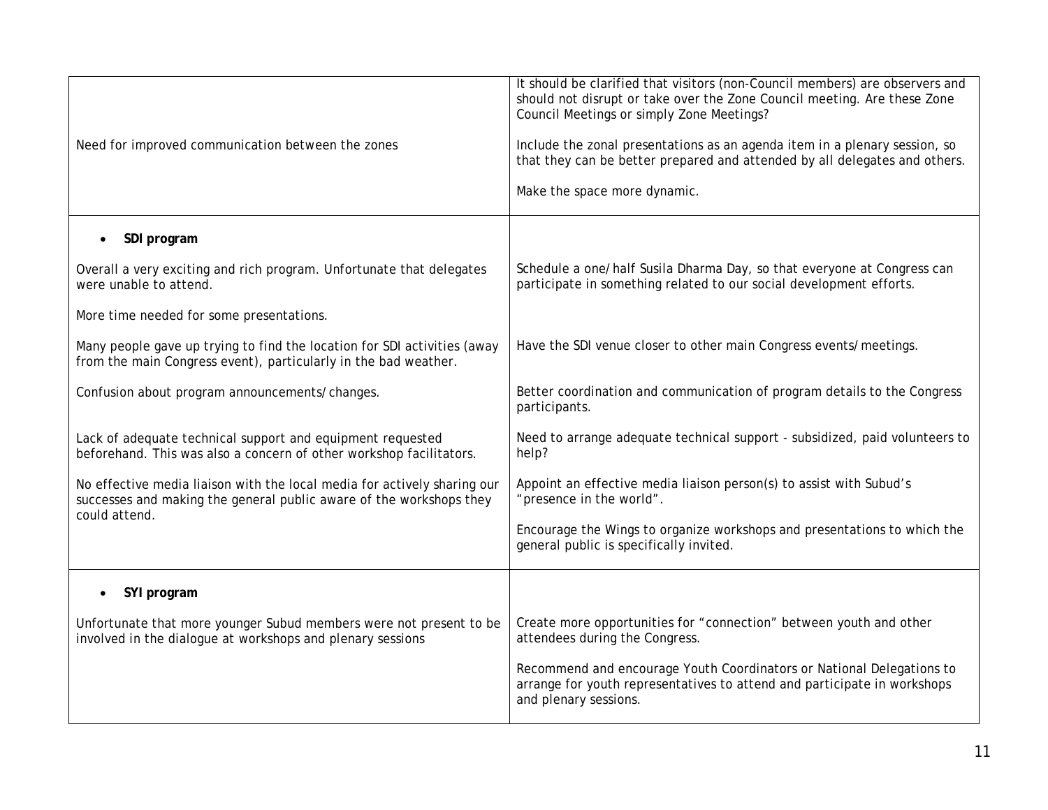| | |
|---|---|
| Need for improved communication between the zones | It should be clarified that visitors (non-Council members) are observers and should not disrupt or take over the Zone Council meeting. Are these Zone Council Meetings or simply Zone Meetings?<br><br>Include the zonal presentations as an agenda item in a plenary session, so that they can be better prepared and attended by all delegates and others.<br><br>Make the space more dynamic. |
| • **SDI program** | |
| Overall a very exciting and rich program. Unfortunate that delegates were unable to attend. | Schedule a one/half Susila Dharma Day, so that everyone at Congress can participate in something related to our social development efforts. |
| More time needed for some presentations. | |
| Many people gave up trying to find the location for SDI activities (away from the main Congress event), particularly in the bad weather. | Have the SDI venue closer to other main Congress events/meetings. |
| Confusion about program announcements/changes. | Better coordination and communication of program details to the Congress participants. |
| Lack of adequate technical support and equipment requested beforehand. This was also a concern of other workshop facilitators. | Need to arrange adequate technical support - subsidized, paid volunteers to help? |
| No effective media liaison with the local media for actively sharing our successes and making the general public aware of the workshops they could attend. | Appoint an effective media liaison person(s) to assist with Subud's "presence in the world".<br><br>Encourage the Wings to organize workshops and presentations to which the general public is specifically invited. |
| • **SYI program** | |
| Unfortunate that more younger Subud members were not present to be involved in the dialogue at workshops and plenary sessions | Create more opportunities for "connection" between youth and other attendees during the Congress.<br><br>Recommend and encourage Youth Coordinators or National Delegations to arrange for youth representatives to attend and participate in workshops and plenary sessions. |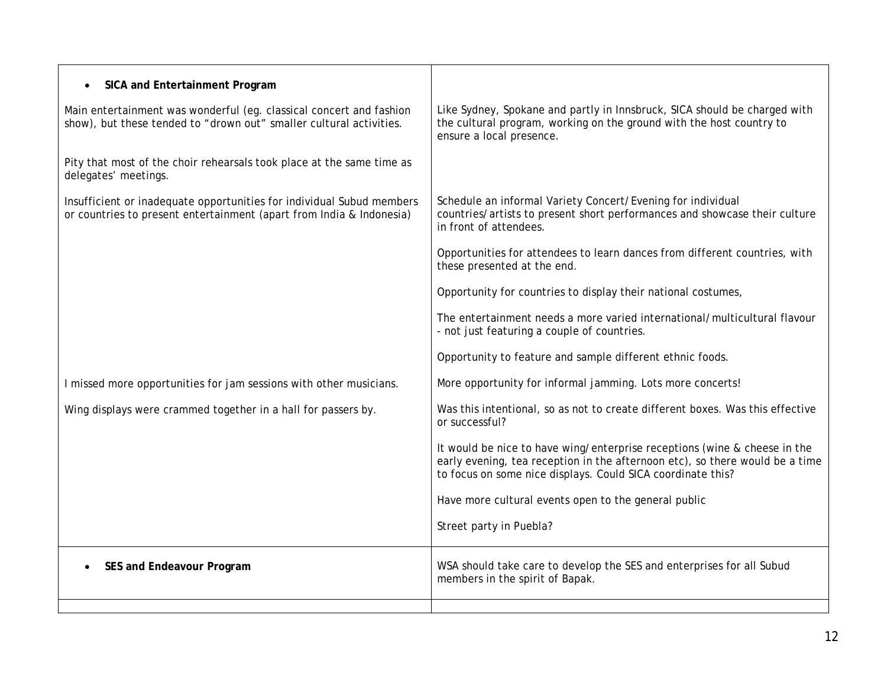| • **SICA and Entertainment Program** | |
|---|---|
| Main entertainment was wonderful (eg. classical concert and fashion show), but these tended to "drown out" smaller cultural activities. | Like Sydney, Spokane and partly in Innsbruck, SICA should be charged with the cultural program, working on the ground with the host country to ensure a local presence. |
| Pity that most of the choir rehearsals took place at the same time as delegates' meetings. | |
| Insufficient or inadequate opportunities for individual Subud members or countries to present entertainment (apart from India & Indonesia) | Schedule an informal Variety Concert/Evening for individual countries/artists to present short performances and showcase their culture in front of attendees. |
| | Opportunities for attendees to learn dances from different countries, with these presented at the end. |
| | Opportunity for countries to display their national costumes, |
| | The entertainment needs a more varied international/multicultural flavour - not just featuring a couple of countries. |
| | Opportunity to feature and sample different ethnic foods. |
| I missed more opportunities for jam sessions with other musicians. | More opportunity for informal jamming. Lots more concerts! |
| Wing displays were crammed together in a hall for passers by. | Was this intentional, so as not to create different boxes. Was this effective or successful? |
| | It would be nice to have wing/enterprise receptions (wine & cheese in the early evening, tea reception in the afternoon etc), so there would be a time to focus on some nice displays. Could SICA coordinate this? |
| | Have more cultural events open to the general public |
| | Street party in Puebla? |
| • **SES and Endeavour Program** | WSA should take care to develop the SES and enterprises for all Subud members in the spirit of Bapak. |
| | |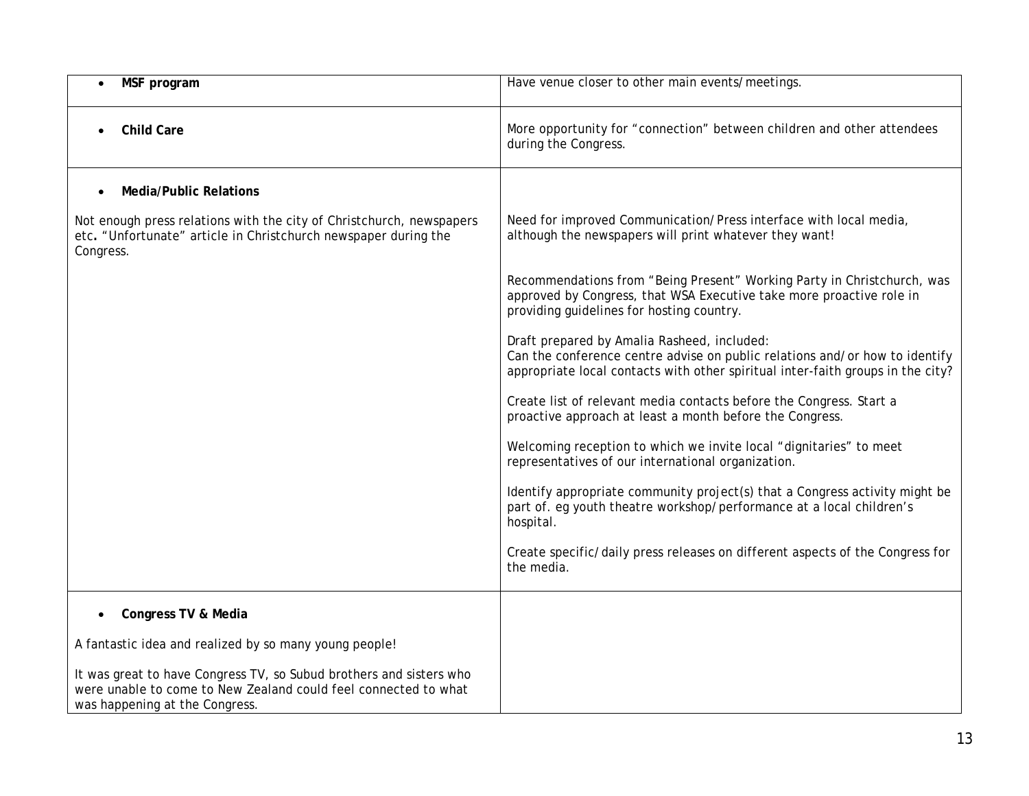| | |
|---|---|
| • **MSF program** | Have venue closer to other main events/meetings. |
| • **Child Care** | More opportunity for "connection" between children and other attendees during the Congress. |
| • **Media/Public Relations**<br><br>Not enough press relations with the city of Christchurch, newspapers etc**.** "Unfortunate" article in Christchurch newspaper during the Congress. | Need for improved Communication/Press interface with local media, although the newspapers will print whatever they want!<br><br>Recommendations from "Being Present" Working Party in Christchurch, was approved by Congress, that WSA Executive take more proactive role in providing guidelines for hosting country.<br><br>Draft prepared by Amalia Rasheed, included:<br>Can the conference centre advise on public relations and/or how to identify appropriate local contacts with other spiritual inter-faith groups in the city?<br><br>Create list of relevant media contacts before the Congress. Start a proactive approach at least a month before the Congress.<br><br>Welcoming reception to which we invite local "dignitaries" to meet representatives of our international organization.<br><br>Identify appropriate community project(s) that a Congress activity might be part of. eg youth theatre workshop/performance at a local children's hospital.<br><br>Create specific/daily press releases on different aspects of the Congress for the media. |
| • **Congress TV & Media**<br><br>A fantastic idea and realized by so many young people!<br><br>It was great to have Congress TV, so Subud brothers and sisters who were unable to come to New Zealand could feel connected to what was happening at the Congress. | |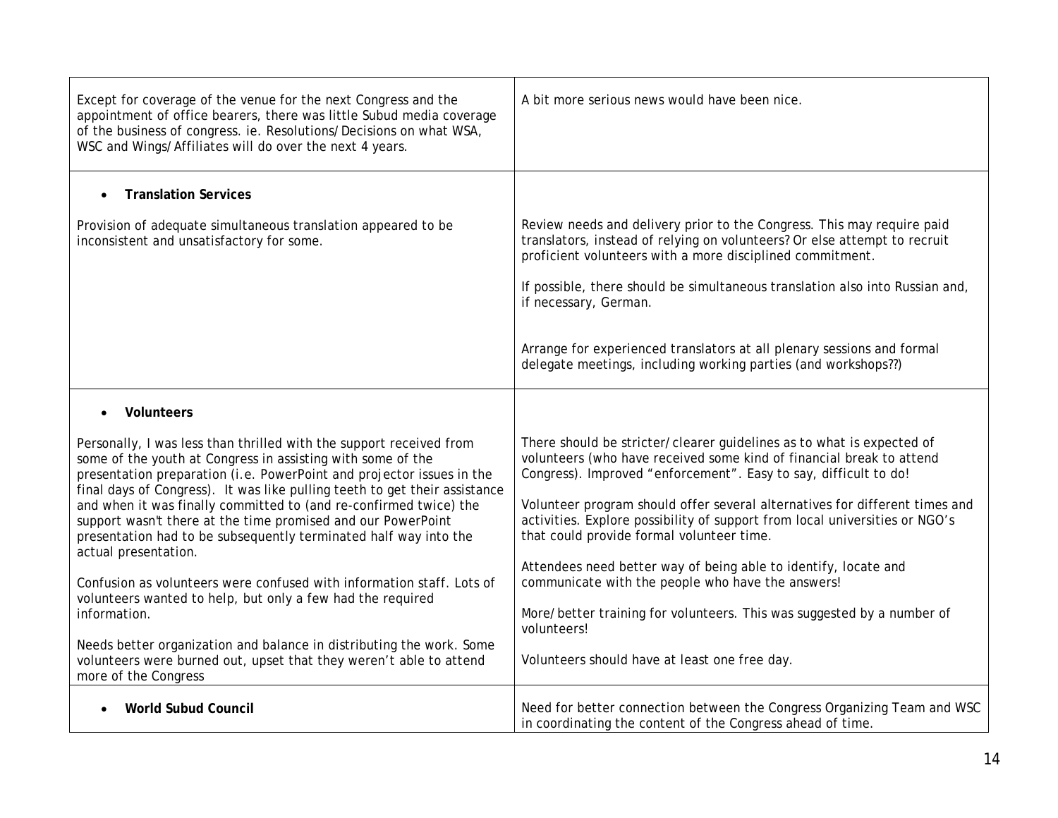| | |
|---|---|
| Except for coverage of the venue for the next Congress and the appointment of office bearers, there was little Subud media coverage of the business of congress. ie. Resolutions/Decisions on what WSA, WSC and Wings/Affiliates will do over the next 4 years. | A bit more serious news would have been nice. |
| • **Translation Services**<br><br>Provision of adequate simultaneous translation appeared to be inconsistent and unsatisfactory for some. | Review needs and delivery prior to the Congress. This may require paid translators, instead of relying on volunteers? Or else attempt to recruit proficient volunteers with a more disciplined commitment.<br><br>If possible, there should be simultaneous translation also into Russian and, if necessary, German.<br><br>Arrange for experienced translators at all plenary sessions and formal delegate meetings, including working parties (and workshops??) |
| • **Volunteers**<br><br>Personally, I was less than thrilled with the support received from some of the youth at Congress in assisting with some of the presentation preparation (i.e. PowerPoint and projector issues in the final days of Congress). It was like pulling teeth to get their assistance and when it was finally committed to (and re-confirmed twice) the support wasn't there at the time promised and our PowerPoint presentation had to be subsequently terminated half way into the actual presentation.<br><br>Confusion as volunteers were confused with information staff. Lots of volunteers wanted to help, but only a few had the required information.<br><br>Needs better organization and balance in distributing the work. Some volunteers were burned out, upset that they weren't able to attend more of the Congress | There should be stricter/clearer guidelines as to what is expected of volunteers (who have received some kind of financial break to attend Congress). Improved "enforcement". Easy to say, difficult to do!<br><br>Volunteer program should offer several alternatives for different times and activities. Explore possibility of support from local universities or NGO's that could provide formal volunteer time.<br><br>Attendees need better way of being able to identify, locate and communicate with the people who have the answers!<br><br>More/better training for volunteers. This was suggested by a number of volunteers!<br><br>Volunteers should have at least one free day. |
| • **World Subud Council** | Need for better connection between the Congress Organizing Team and WSC in coordinating the content of the Congress ahead of time. |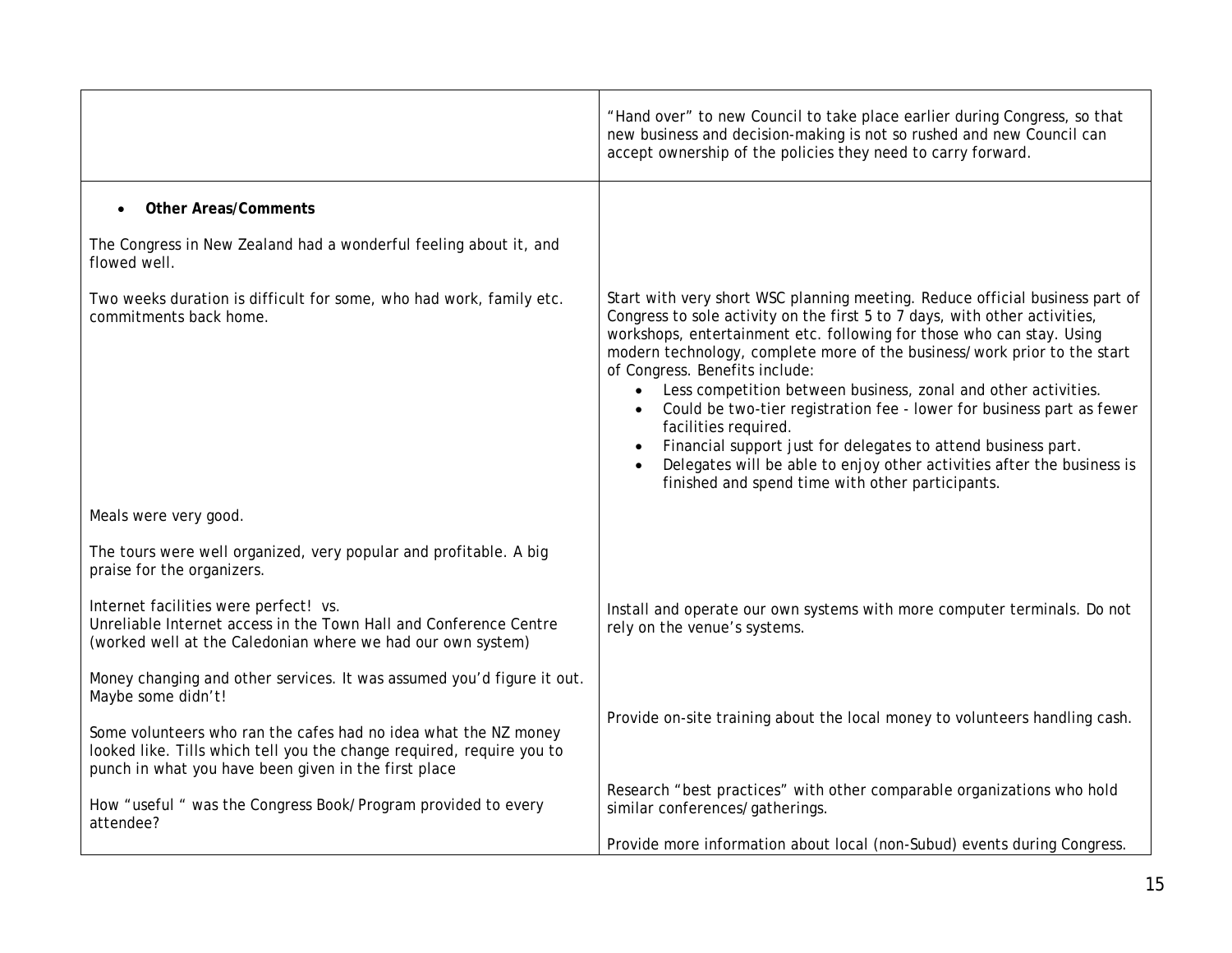| | |
|---|---|
| | "Hand over" to new Council to take place earlier during Congress, so that new business and decision-making is not so rushed and new Council can accept ownership of the policies they need to carry forward. |
| • **Other Areas/Comments** | |
| The Congress in New Zealand had a wonderful feeling about it, and flowed well. | |
| Two weeks duration is difficult for some, who had work, family etc. commitments back home. | Start with very short WSC planning meeting. Reduce official business part of Congress to sole activity on the first 5 to 7 days, with other activities, workshops, entertainment etc. following for those who can stay. Using modern technology, complete more of the business/work prior to the start of Congress. Benefits include:<br>• Less competition between business, zonal and other activities.<br>• Could be two-tier registration fee - lower for business part as fewer facilities required.<br>• Financial support just for delegates to attend business part.<br>• Delegates will be able to enjoy other activities after the business is finished and spend time with other participants. |
| Meals were very good. | |
| The tours were well organized, very popular and profitable. A big praise for the organizers. | |
| Internet facilities were perfect! vs.<br>Unreliable Internet access in the Town Hall and Conference Centre (worked well at the Caledonian where we had our own system) | Install and operate our own systems with more computer terminals. Do not rely on the venue's systems. |
| Money changing and other services. It was assumed you'd figure it out. Maybe some didn't! | |
| Some volunteers who ran the cafes had no idea what the NZ money looked like. Tills which tell you the change required, require you to punch in what you have been given in the first place | Provide on-site training about the local money to volunteers handling cash. |
| How "useful " was the Congress Book/Program provided to every attendee? | Research "best practices" with other comparable organizations who hold similar conferences/gatherings.<br><br>Provide more information about local (non-Subud) events during Congress. |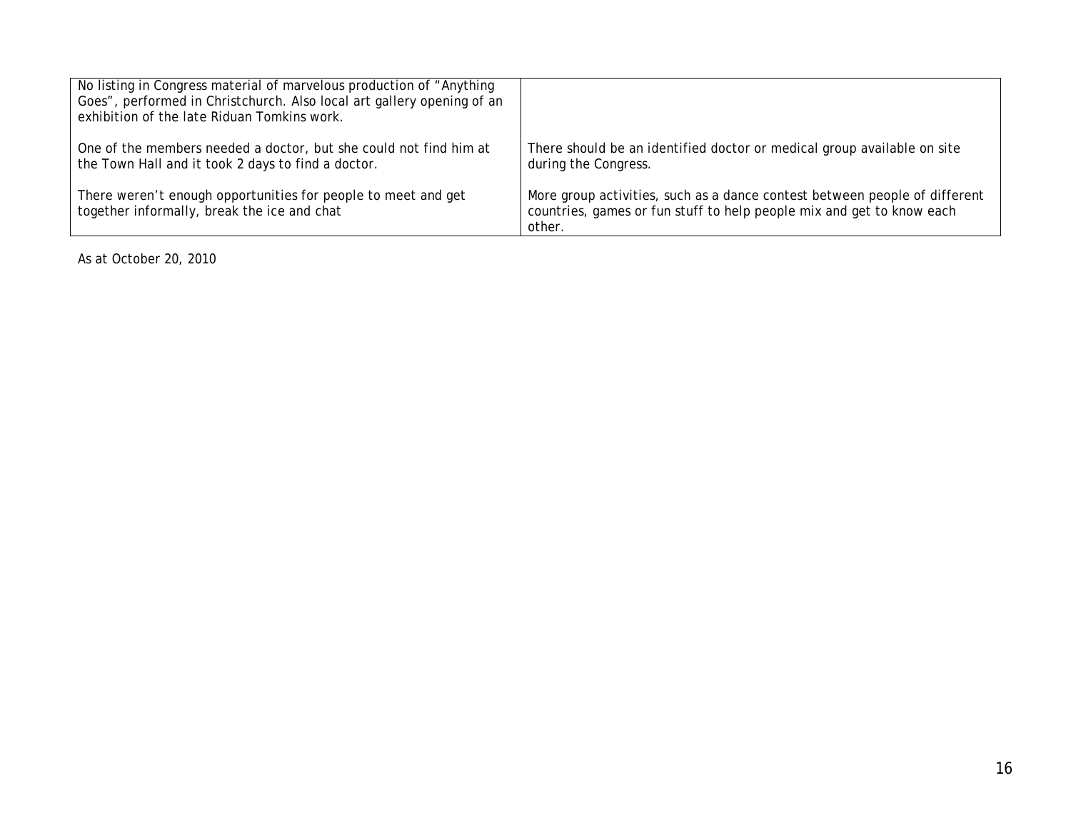| | |
|---|---|
| No listing in Congress material of marvelous production of "Anything Goes", performed in Christchurch. Also local art gallery opening of an exhibition of the late Riduan Tomkins work. | |
| One of the members needed a doctor, but she could not find him at the Town Hall and it took 2 days to find a doctor. | There should be an identified doctor or medical group available on site during the Congress. |
| There weren't enough opportunities for people to meet and get together informally, break the ice and chat | More group activities, such as a dance contest between people of different countries, games or fun stuff to help people mix and get to know each other. |

As at October 20, 2010